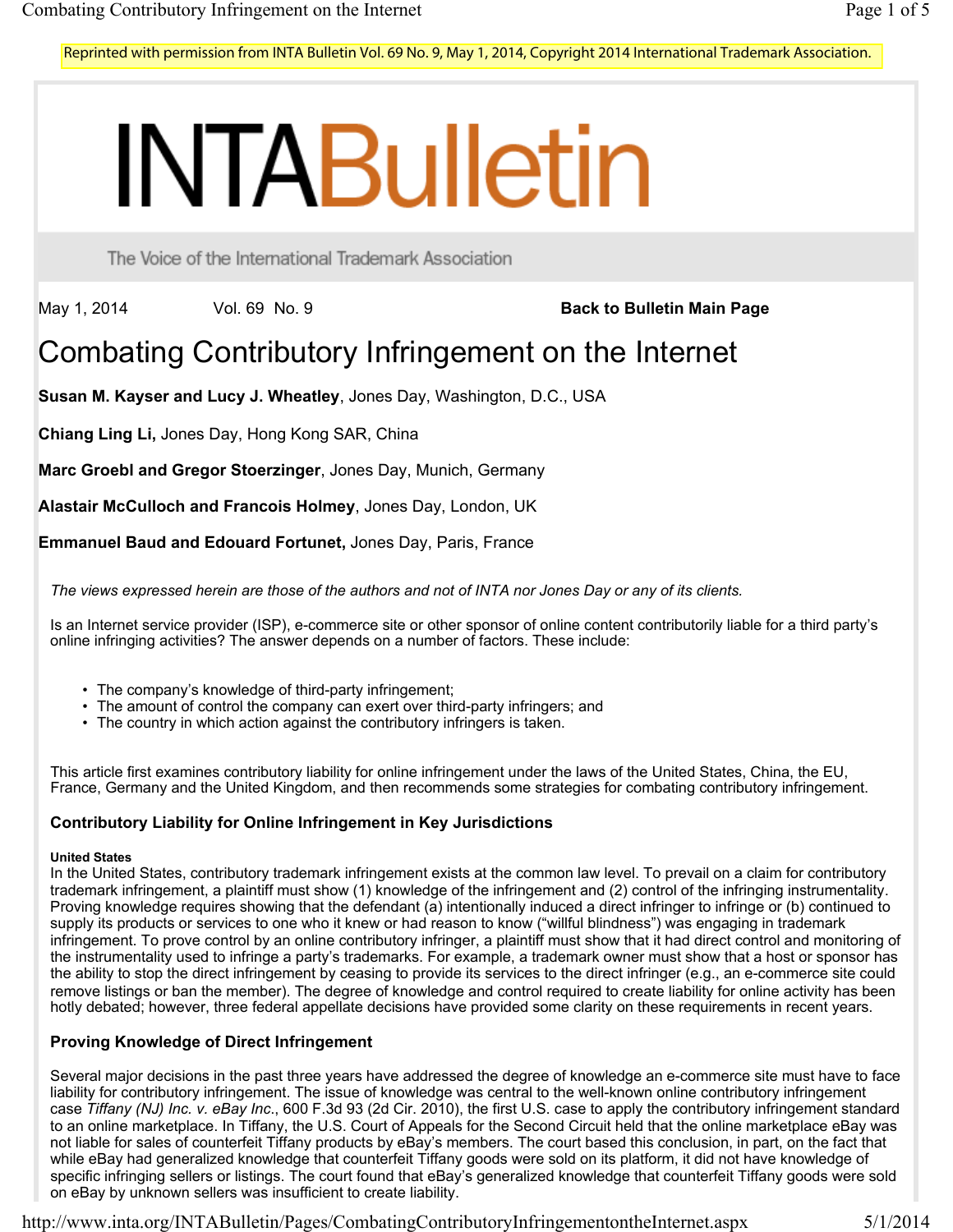Reprinted with permission from INTA Bulletin Vol. 69 No. 9, May 1, 2014, Copyright 2014 International Trademark Association.

# INTABulletin

The Voice of the International Trademark Association

May 1, 2014 Vol. 69 No. 9 **Back to Bulletin Main Page**

# Combating Contributory Infringement on the Internet

**Susan M. Kayser and Lucy J. Wheatley**, Jones Day, Washington, D.C., USA

**Chiang Ling Li,** Jones Day, Hong Kong SAR, China

**Marc Groebl and Gregor Stoerzinger**, Jones Day, Munich, Germany

**Alastair McCulloch and Francois Holmey**, Jones Day, London, UK

**Emmanuel Baud and Edouard Fortunet,** Jones Day, Paris, France

*The views expressed herein are those of the authors and not of INTA nor Jones Day or any of its clients.*

Is an Internet service provider (ISP), e-commerce site or other sponsor of online content contributorily liable for a third party's online infringing activities? The answer depends on a number of factors. These include:

- The company's knowledge of third-party infringement;
- The amount of control the company can exert over third-party infringers; and
- The country in which action against the contributory infringers is taken.

This article first examines contributory liability for online infringement under the laws of the United States, China, the EU, France, Germany and the United Kingdom, and then recommends some strategies for combating contributory infringement.

## Contributory Liability for Online Infringement in Key Jurisdictions

#### United States

In the United States, contributory trademark infringement exists at the common law level. To prevail on a claim for contributory trademark infringement, a plaintiff must show (1) knowledge of the infringement and (2) control of the infringing instrumentality. Proving knowledge requires showing that the defendant (a) intentionally induced a direct infringer to infringe or (b) continued to supply its products or services to one who it knew or had reason to know ("willful blindness") was engaging in trademark infringement. To prove control by an online contributory infringer, a plaintiff must show that it had direct control and monitoring of the instrumentality used to infringe a party's trademarks. For example, a trademark owner must show that a host or sponsor has the ability to stop the direct infringement by ceasing to provide its services to the direct infringer (e.g., an e-commerce site could remove listings or ban the member). The degree of knowledge and control required to create liability for online activity has been hotly debated; however, three federal appellate decisions have provided some clarity on these requirements in recent years.

### Proving Knowledge of Direct Infringement

Several major decisions in the past three years have addressed the degree of knowledge an e-commerce site must have to face liability for contributory infringement. The issue of knowledge was central to the well-known online contributory infringement case *Tiffany (NJ) Inc. v. eBay Inc.*, 600 F.3d 93 (2d Cir. 2010), the first U.S. case to apply the contributory infringement standard to an online marketplace. In Tiffany, the U.S. Court of Appeals for the Second Circuit held that the online marketplace eBay was not liable for sales of counterfeit Tiffany products by eBay's members. The court based this conclusion, in part, on the fact that while eBay had generalized knowledge that counterfeit Tiffany goods were sold on its platform, it did not have knowledge of specific infringing sellers or listings. The court found that eBay's generalized knowledge that counterfeit Tiffany goods were sold on eBay by unknown sellers was insufficient to create liability.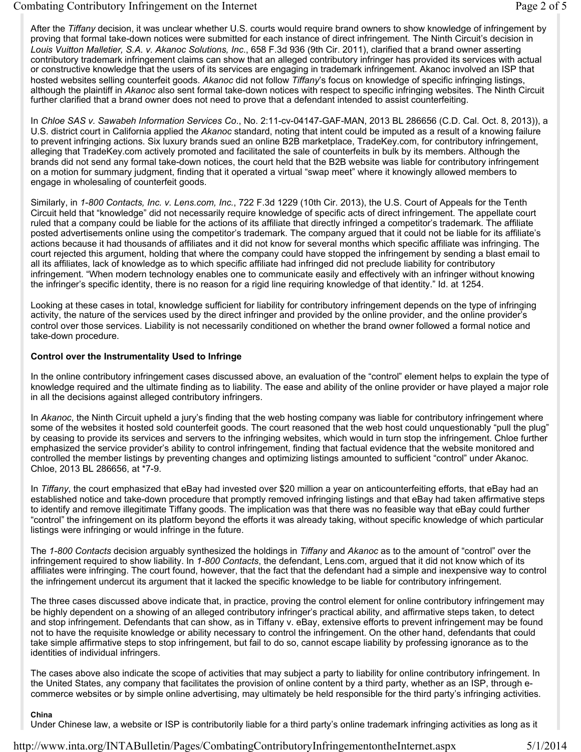After the *Tiffany* decision, it was unclear whether U.S. courts would require brand owners to show knowledge of infringement by proving that formal take-down notices were submitted for each instance of direct infringement. The Ninth Circuit's decision in *Louis Vuitton Malletier, S.A. v. Akanoc Solutions, Inc*., 658 F.3d 936 (9th Cir. 2011), clarified that a brand owner asserting contributory trademark infringement claims can show that an alleged contributory infringer has provided its services with actual or constructive knowledge that the users of its services are engaging in trademark infringement. Akanoc involved an ISP that hosted websites selling counterfeit goods. *Akanoc* did not follow *Tiffany*'s focus on knowledge of specific infringing listings, although the plaintiff in *Akanoc* also sent formal take-down notices with respect to specific infringing websites. The Ninth Circuit further clarified that a brand owner does not need to prove that a defendant intended to assist counterfeiting.

In *Chloe SAS v. Sawabeh Information Services Co*., No. 2:11-cv-04147-GAF-MAN, 2013 BL 286656 (C.D. Cal. Oct. 8, 2013)), a U.S. district court in California applied the *Akanoc* standard, noting that intent could be imputed as a result of a knowing failure to prevent infringing actions. Six luxury brands sued an online B2B marketplace, TradeKey.com, for contributory infringement, alleging that TradeKey.com actively promoted and facilitated the sale of counterfeits in bulk by its members. Although the brands did not send any formal take-down notices, the court held that the B2B website was liable for contributory infringement on a motion for summary judgment, finding that it operated a virtual "swap meet" where it knowingly allowed members to engage in wholesaling of counterfeit goods.

Similarly, in *1-800 Contacts, Inc. v. Lens.com, Inc.*, 722 F.3d 1229 (10th Cir. 2013), the U.S. Court of Appeals for the Tenth Circuit held that "knowledge" did not necessarily require knowledge of specific acts of direct infringement. The appellate court ruled that a company could be liable for the actions of its affiliate that directly infringed a competitor's trademark. The affiliate posted advertisements online using the competitor's trademark. The company argued that it could not be liable for its affiliate's actions because it had thousands of affiliates and it did not know for several months which specific affiliate was infringing. The court rejected this argument, holding that where the company could have stopped the infringement by sending a blast email to all its affiliates, lack of knowledge as to which specific affiliate had infringed did not preclude liability for contributory infringement. "When modern technology enables one to communicate easily and effectively with an infringer without knowing the infringer's specific identity, there is no reason for a rigid line requiring knowledge of that identity." Id. at 1254.

Looking at these cases in total, knowledge sufficient for liability for contributory infringement depends on the type of infringing activity, the nature of the services used by the direct infringer and provided by the online provider, and the online provider's control over those services. Liability is not necessarily conditioned on whether the brand owner followed a formal notice and take-down procedure.

**Control over the Instrumentality Used to Infringe**

In the online contributory infringement cases discussed above, an evaluation of the "control" element helps to explain the type of knowledge required and the ultimate finding as to liability. The ease and ability of the online provider or have played a major role in all the decisions against alleged contributory infringers.

In *Akanoc*, the Ninth Circuit upheld a jury's finding that the web hosting company was liable for contributory infringement where some of the websites it hosted sold counterfeit goods. The court reasoned that the web host could unquestionably "pull the plug" by ceasing to provide its services and servers to the infringing websites, which would in turn stop the infringement. Chloe further emphasized the service provider's ability to control infringement, finding that factual evidence that the website monitored and controlled the member listings by preventing changes and optimizing listings amounted to sufficient "control" under Akanoc. Chloe, 2013 BL 286656, at *7-9.

In *Tiffany*, the court emphasized that eBay had invested over $20 million a year on anticounterfeiting efforts, that eBay had an established notice and take-down procedure that promptly removed infringing listings and that eBay had taken affirmative steps to identify and remove illegitimate Tiffany goods. The implication was that there was no feasible way that eBay could further "control" the infringement on its platform beyond the efforts it was already taking, without specific knowledge of which particular listings were infringing or would infringe in the future.

The *1-800 Contacts* decision arguably synthesized the holdings in *Tiffany* and *Akanoc* as to the amount of "control" over the infringement required to show liability. In *1-800 Contacts*, the defendant, Lens.com, argued that it did not know which of its affiliates were infringing. The court found, however, that the fact that the defendant had a simple and inexpensive way to control the infringement undercut its argument that it lacked the specific knowledge to be liable for contributory infringement.

The three cases discussed above indicate that, in practice, proving the control element for online contributory infringement may be highly dependent on a showing of an alleged contributory infringer's practical ability, and affirmative steps taken, to detect and stop infringement. Defendants that can show, as in Tiffany v. eBay, extensive efforts to prevent infringement may be found not to have the requisite knowledge or ability necessary to control the infringement. On the other hand, defendants that could take simple affirmative steps to stop infringement, but fail to do so, cannot escape liability by professing ignorance as to the identities of individual infringers.

The cases above also indicate the scope of activities that may subject a party to liability for online contributory infringement. In the United States, any company that facilitates the provision of online content by a third party, whether as an ISP, through e-commerce websites or by simple online advertising, may ultimately be held responsible for the third party's infringing activities.

**China**

Under Chinese law, a website or ISP is contributorily liable for a third party's online trademark infringing activities as long as it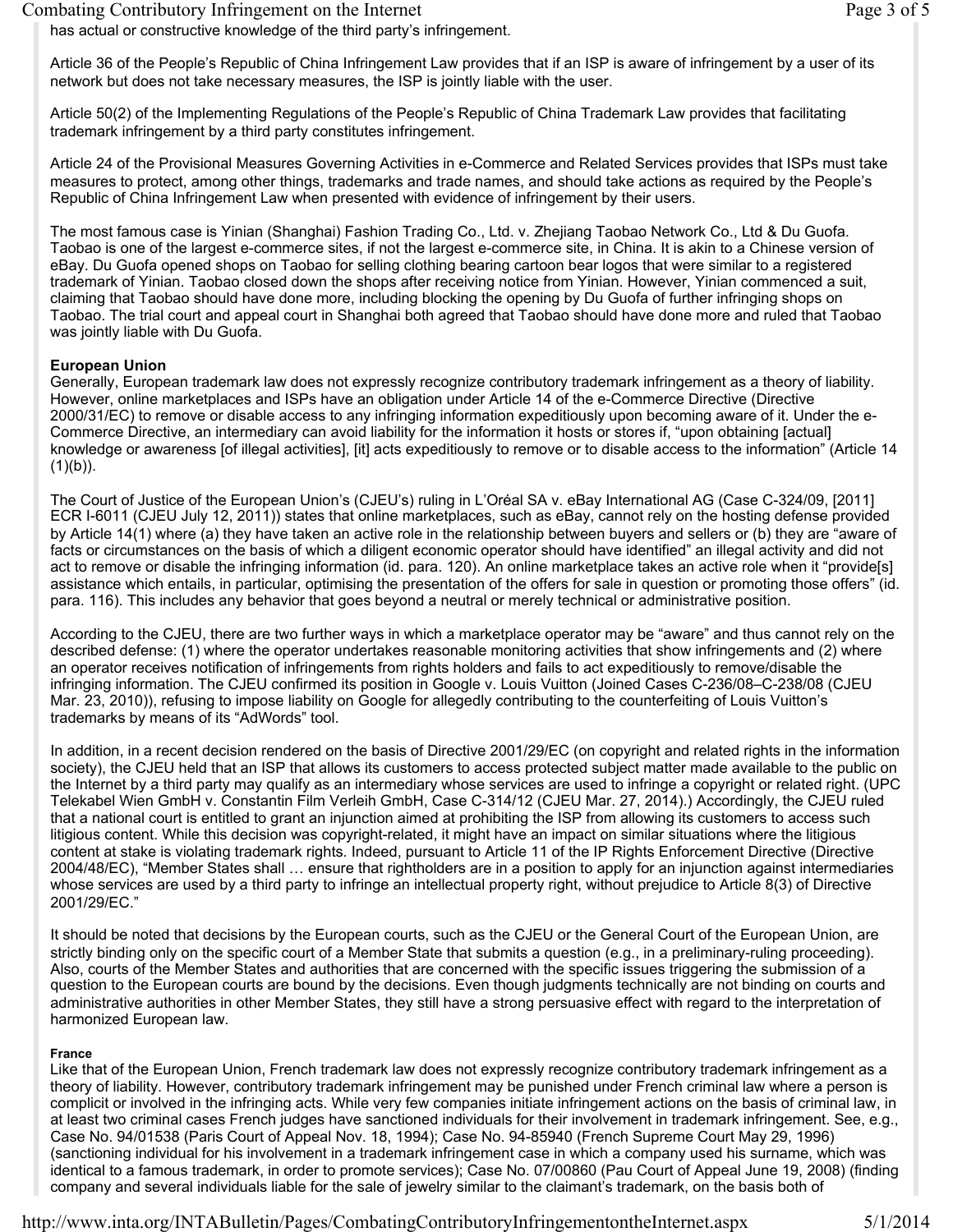has actual or constructive knowledge of the third party's infringement.

Article 36 of the People's Republic of China Infringement Law provides that if an ISP is aware of infringement by a user of its network but does not take necessary measures, the ISP is jointly liable with the user.

Article 50(2) of the Implementing Regulations of the People's Republic of China Trademark Law provides that facilitating trademark infringement by a third party constitutes infringement.

Article 24 of the Provisional Measures Governing Activities in e-Commerce and Related Services provides that ISPs must take measures to protect, among other things, trademarks and trade names, and should take actions as required by the People's Republic of China Infringement Law when presented with evidence of infringement by their users.

The most famous case is Yinian (Shanghai) Fashion Trading Co., Ltd. v. Zhejiang Taobao Network Co., Ltd & Du Guofa. Taobao is one of the largest e-commerce sites, if not the largest e-commerce site, in China. It is akin to a Chinese version of eBay. Du Guofa opened shops on Taobao for selling clothing bearing cartoon bear logos that were similar to a registered trademark of Yinian. Taobao closed down the shops after receiving notice from Yinian. However, Yinian commenced a suit, claiming that Taobao should have done more, including blocking the opening by Du Guofa of further infringing shops on Taobao. The trial court and appeal court in Shanghai both agreed that Taobao should have done more and ruled that Taobao was jointly liable with Du Guofa.

**European Union**

Generally, European trademark law does not expressly recognize contributory trademark infringement as a theory of liability. However, online marketplaces and ISPs have an obligation under Article 14 of the e-Commerce Directive (Directive 2000/31/EC) to remove or disable access to any infringing information expeditiously upon becoming aware of it. Under the e-Commerce Directive, an intermediary can avoid liability for the information it hosts or stores if, "upon obtaining [actual] knowledge or awareness [of illegal activities], [it] acts expeditiously to remove or to disable access to the information" (Article 14 (1)(b)).

The Court of Justice of the European Union's (CJEU's) ruling in L'Oréal SA v. eBay International AG (Case C-324/09, [2011] ECR I-6011 (CJEU July 12, 2011)) states that online marketplaces, such as eBay, cannot rely on the hosting defense provided by Article 14(1) where (a) they have taken an active role in the relationship between buyers and sellers or (b) they are "aware of facts or circumstances on the basis of which a diligent economic operator should have identified" an illegal activity and did not act to remove or disable the infringing information (id. para. 120). An online marketplace takes an active role when it "provide[s] assistance which entails, in particular, optimising the presentation of the offers for sale in question or promoting those offers" (id. para. 116). This includes any behavior that goes beyond a neutral or merely technical or administrative position.

According to the CJEU, there are two further ways in which a marketplace operator may be "aware" and thus cannot rely on the described defense: (1) where the operator undertakes reasonable monitoring activities that show infringements and (2) where an operator receives notification of infringements from rights holders and fails to act expeditiously to remove/disable the infringing information. The CJEU confirmed its position in Google v. Louis Vuitton (Joined Cases C-236/08–C-238/08 (CJEU Mar. 23, 2010)), refusing to impose liability on Google for allegedly contributing to the counterfeiting of Louis Vuitton's trademarks by means of its "AdWords" tool.

In addition, in a recent decision rendered on the basis of Directive 2001/29/EC (on copyright and related rights in the information society), the CJEU held that an ISP that allows its customers to access protected subject matter made available to the public on the Internet by a third party may qualify as an intermediary whose services are used to infringe a copyright or related right. (UPC Telekabel Wien GmbH v. Constantin Film Verleih GmbH, Case C-314/12 (CJEU Mar. 27, 2014).) Accordingly, the CJEU ruled that a national court is entitled to grant an injunction aimed at prohibiting the ISP from allowing its customers to access such litigious content. While this decision was copyright-related, it might have an impact on similar situations where the litigious content at stake is violating trademark rights. Indeed, pursuant to Article 11 of the IP Rights Enforcement Directive (Directive 2004/48/EC), "Member States shall … ensure that rightholders are in a position to apply for an injunction against intermediaries whose services are used by a third party to infringe an intellectual property right, without prejudice to Article 8(3) of Directive 2001/29/EC."

It should be noted that decisions by the European courts, such as the CJEU or the General Court of the European Union, are strictly binding only on the specific court of a Member State that submits a question (e.g., in a preliminary-ruling proceeding). Also, courts of the Member States and authorities that are concerned with the specific issues triggering the submission of a question to the European courts are bound by the decisions. Even though judgments technically are not binding on courts and administrative authorities in other Member States, they still have a strong persuasive effect with regard to the interpretation of harmonized European law.

**France**

Like that of the European Union, French trademark law does not expressly recognize contributory trademark infringement as a theory of liability. However, contributory trademark infringement may be punished under French criminal law where a person is complicit or involved in the infringing acts. While very few companies initiate infringement actions on the basis of criminal law, in at least two criminal cases French judges have sanctioned individuals for their involvement in trademark infringement. See, e.g., Case No. 94/01538 (Paris Court of Appeal Nov. 18, 1994); Case No. 94-85940 (French Supreme Court May 29, 1996) (sanctioning individual for his involvement in a trademark infringement case in which a company used his surname, which was identical to a famous trademark, in order to promote services); Case No. 07/00860 (Pau Court of Appeal June 19, 2008) (finding company and several individuals liable for the sale of jewelry similar to the claimant's trademark, on the basis both of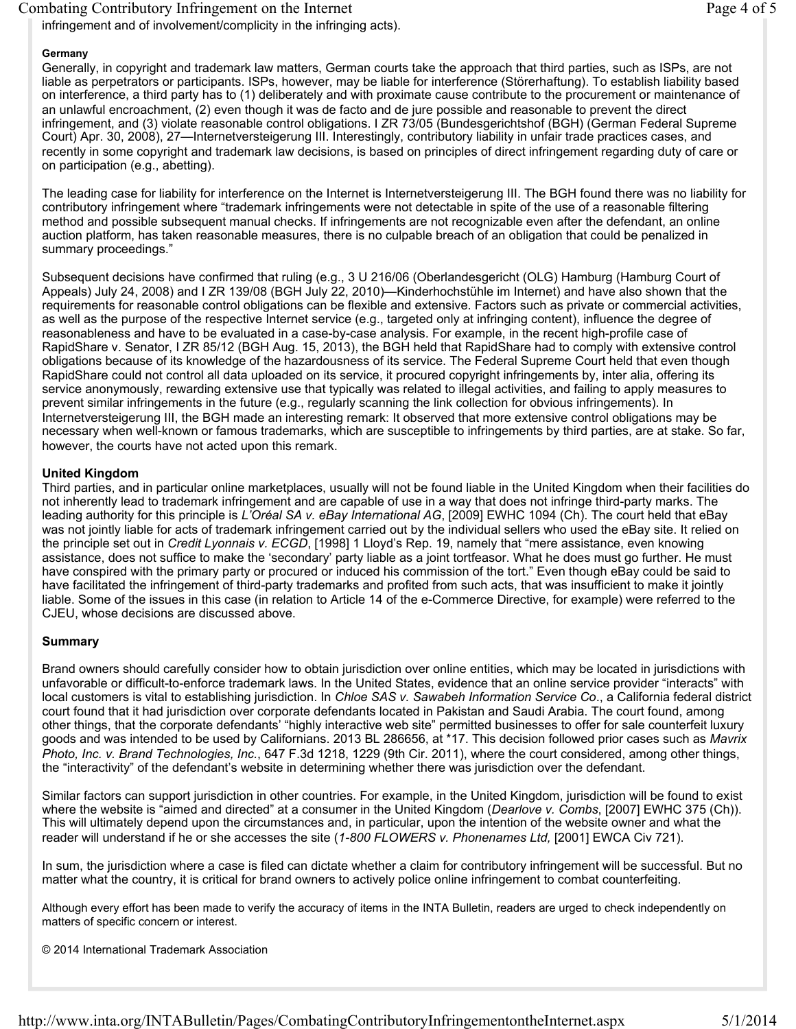infringement and of involvement/complicity in the infringing acts).

#### Germany

Generally, in copyright and trademark law matters, German courts take the approach that third parties, such as ISPs, are not liable as perpetrators or participants. ISPs, however, may be liable for interference (Störerhaftung). To establish liability based on interference, a third party has to (1) deliberately and with proximate cause contribute to the procurement or maintenance of an unlawful encroachment, (2) even though it was de facto and de jure possible and reasonable to prevent the direct infringement, and (3) violate reasonable control obligations. I ZR 73/05 (Bundesgerichtshof (BGH) (German Federal Supreme Court) Apr. 30, 2008), 27—Internetversteigerung III. Interestingly, contributory liability in unfair trade practices cases, and recently in some copyright and trademark law decisions, is based on principles of direct infringement regarding duty of care or on participation (e.g., abetting).

The leading case for liability for interference on the Internet is Internetversteigerung III. The BGH found there was no liability for contributory infringement where "trademark infringements were not detectable in spite of the use of a reasonable filtering method and possible subsequent manual checks. If infringements are not recognizable even after the defendant, an online auction platform, has taken reasonable measures, there is no culpable breach of an obligation that could be penalized in summary proceedings."

Subsequent decisions have confirmed that ruling (e.g., 3 U 216/06 (Oberlandesgericht (OLG) Hamburg (Hamburg Court of Appeals) July 24, 2008) and I ZR 139/08 (BGH July 22, 2010)—Kinderhochstühle im Internet) and have also shown that the requirements for reasonable control obligations can be flexible and extensive. Factors such as private or commercial activities, as well as the purpose of the respective Internet service (e.g., targeted only at infringing content), influence the degree of reasonableness and have to be evaluated in a case-by-case analysis. For example, in the recent high-profile case of RapidShare v. Senator, I ZR 85/12 (BGH Aug. 15, 2013), the BGH held that RapidShare had to comply with extensive control obligations because of its knowledge of the hazardousness of its service. The Federal Supreme Court held that even though RapidShare could not control all data uploaded on its service, it procured copyright infringements by, inter alia, offering its service anonymously, rewarding extensive use that typically was related to illegal activities, and failing to apply measures to prevent similar infringements in the future (e.g., regularly scanning the link collection for obvious infringements). In Internetversteigerung III, the BGH made an interesting remark: It observed that more extensive control obligations may be necessary when well-known or famous trademarks, which are susceptible to infringements by third parties, are at stake. So far, however, the courts have not acted upon this remark.

#### United Kingdom

Third parties, and in particular online marketplaces, usually will not be found liable in the United Kingdom when their facilities do not inherently lead to trademark infringement and are capable of use in a way that does not infringe third-party marks. The leading authority for this principle is *L'Oréal SA v. eBay International AG*, [2009] EWHC 1094 (Ch). The court held that eBay was not jointly liable for acts of trademark infringement carried out by the individual sellers who used the eBay site. It relied on the principle set out in *Credit Lyonnais v. ECGD*, [1998] 1 Lloyd's Rep. 19, namely that "mere assistance, even knowing assistance, does not suffice to make the 'secondary' party liable as a joint tortfeasor. What he does must go further. He must have conspired with the primary party or procured or induced his commission of the tort." Even though eBay could be said to have facilitated the infringement of third-party trademarks and profited from such acts, that was insufficient to make it jointly liable. Some of the issues in this case (in relation to Article 14 of the e-Commerce Directive, for example) were referred to the CJEU, whose decisions are discussed above.

#### Summary

Brand owners should carefully consider how to obtain jurisdiction over online entities, which may be located in jurisdictions with unfavorable or difficult-to-enforce trademark laws. In the United States, evidence that an online service provider "interacts" with local customers is vital to establishing jurisdiction. In *Chloe SAS v. Sawabeh Information Service Co*., a California federal district court found that it had jurisdiction over corporate defendants located in Pakistan and Saudi Arabia. The court found, among other things, that the corporate defendants' "highly interactive web site" permitted businesses to offer for sale counterfeit luxury goods and was intended to be used by Californians. 2013 BL 286656, at *17. This decision followed prior cases such as *Mavrix Photo, Inc. v. Brand Technologies, Inc.*, 647 F.3d 1218, 1229 (9th Cir. 2011), where the court considered, among other things, the "interactivity" of the defendant's website in determining whether there was jurisdiction over the defendant.

Similar factors can support jurisdiction in other countries. For example, in the United Kingdom, jurisdiction will be found to exist where the website is "aimed and directed" at a consumer in the United Kingdom (*Dearlove v. Combs*, [2007] EWHC 375 (Ch)). This will ultimately depend upon the circumstances and, in particular, upon the intention of the website owner and what the reader will understand if he or she accesses the site (*1-800 FLOWERS v. Phonenames Ltd,* [2001] EWCA Civ 721).

In sum, the jurisdiction where a case is filed can dictate whether a claim for contributory infringement will be successful. But no matter what the country, it is critical for brand owners to actively police online infringement to combat counterfeiting.

Although every effort has been made to verify the accuracy of items in the INTA Bulletin, readers are urged to check independently on matters of specific concern or interest.

© 2014 International Trademark Association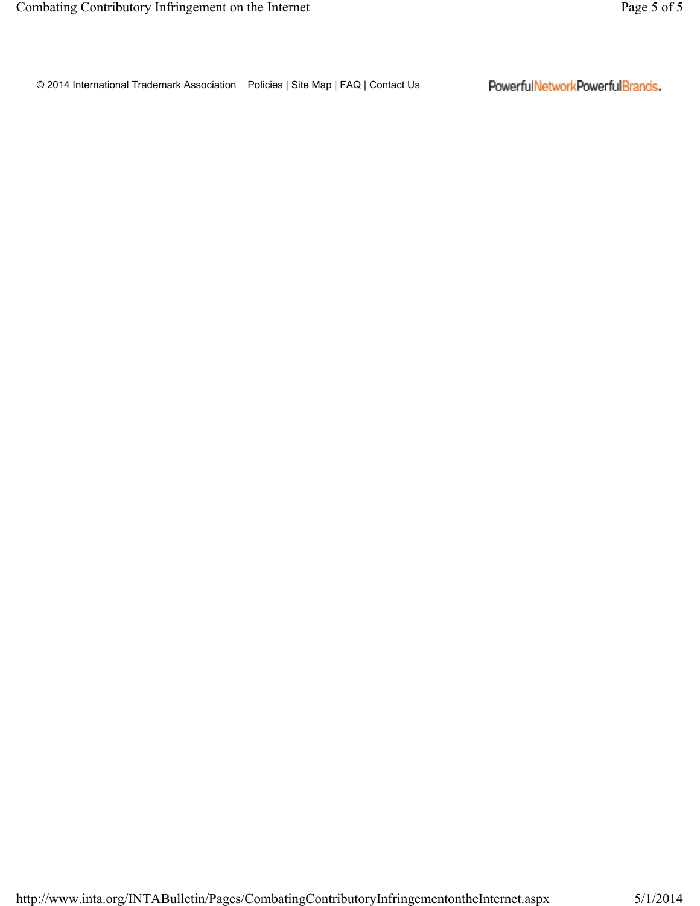© 2014 International Trademark Association Policies | Site Map | FAQ | Contact Us

PowerfulNetworkPowerfulBrands.